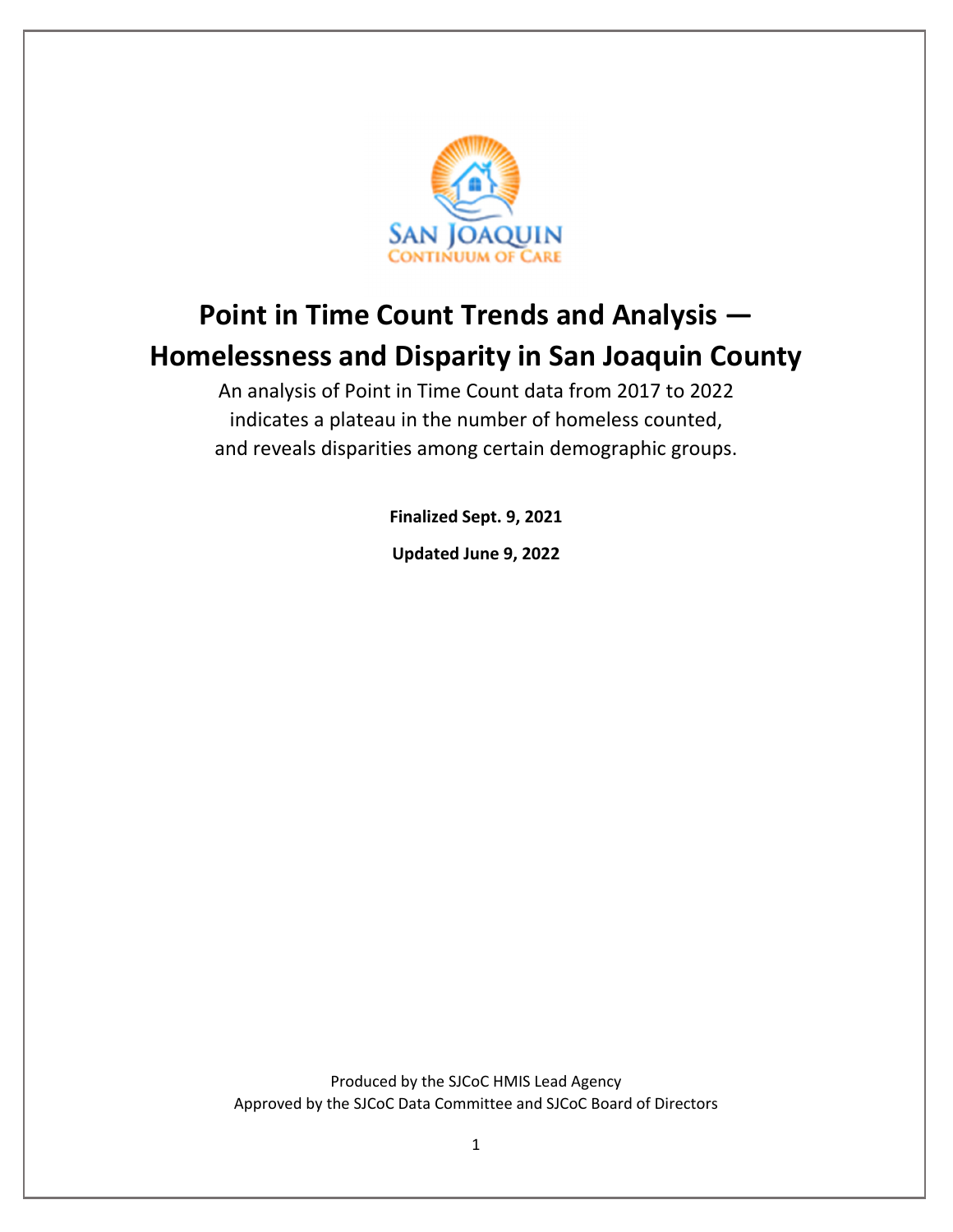# Point in Time Count Trends and Analysis — Homelessness and Disparity in San Joaquin County

An analysis of Point in Time Count data from 2017 to 2022 indicates a plateau in the number of homeless counted, and reveals disparities among certain demographic groups.

**Finalized Sept. 9, 2021**

**Updated June 9, 2022**

Produced by the SJCoC HMIS Lead Agency

Approved by the SJCoC Data Committee and SJCoC Board of Directors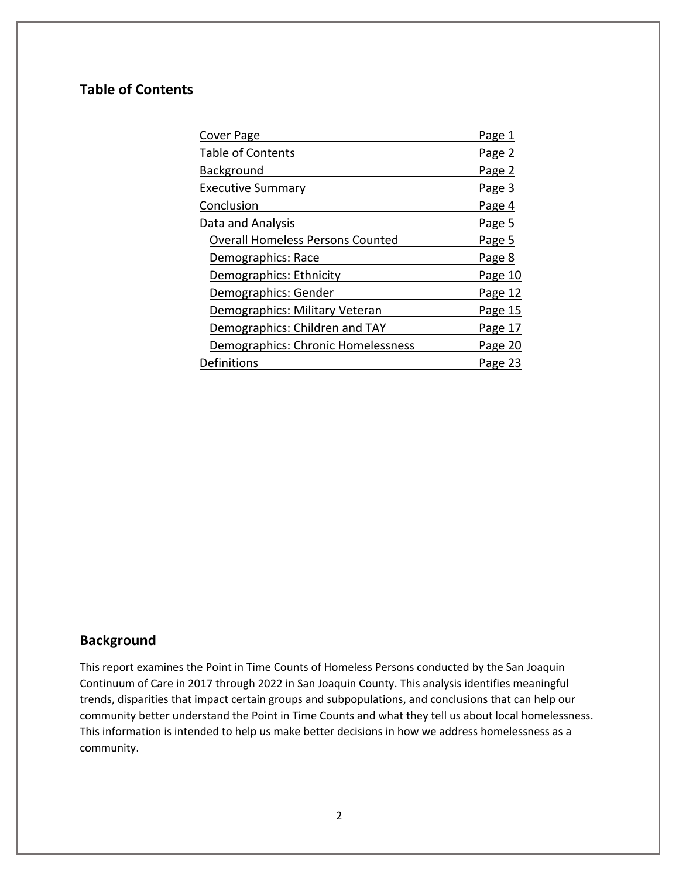## Table of Contents

| | |
|---|---|
| Cover Page | Page 1 |
| Table of Contents | Page 2 |
| Background | Page 2 |
| Executive Summary | Page 3 |
| Conclusion | Page 4 |
| Data and Analysis | Page 5 |
| Overall Homeless Persons Counted | Page 5 |
| Demographics: Race | Page 8 |
| Demographics: Ethnicity | Page 10 |
| Demographics: Gender | Page 12 |
| Demographics: Military Veteran | Page 15 |
| Demographics: Children and TAY | Page 17 |
| Demographics: Chronic Homelessness | Page 20 |
| Definitions | Page 23 |

## Background

This report examines the Point in Time Counts of Homeless Persons conducted by the San Joaquin Continuum of Care in 2017 through 2022 in San Joaquin County. This analysis identifies meaningful trends, disparities that impact certain groups and subpopulations, and conclusions that can help our community better understand the Point in Time Counts and what they tell us about local homelessness. This information is intended to help us make better decisions in how we address homelessness as a community.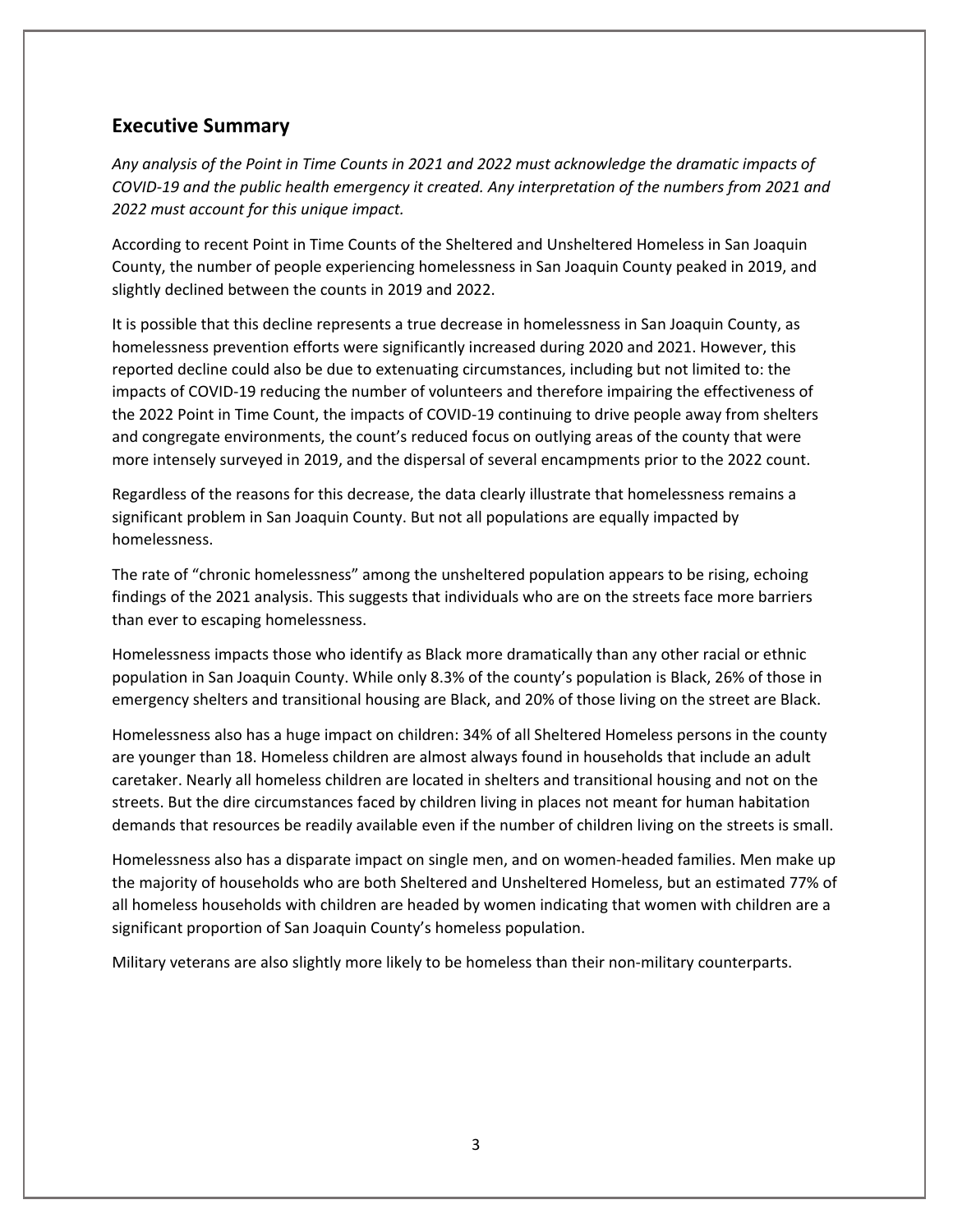## Executive Summary

*Any analysis of the Point in Time Counts in 2021 and 2022 must acknowledge the dramatic impacts of COVID-19 and the public health emergency it created. Any interpretation of the numbers from 2021 and 2022 must account for this unique impact.*

According to recent Point in Time Counts of the Sheltered and Unsheltered Homeless in San Joaquin County, the number of people experiencing homelessness in San Joaquin County peaked in 2019, and slightly declined between the counts in 2019 and 2022.

It is possible that this decline represents a true decrease in homelessness in San Joaquin County, as homelessness prevention efforts were significantly increased during 2020 and 2021. However, this reported decline could also be due to extenuating circumstances, including but not limited to: the impacts of COVID-19 reducing the number of volunteers and therefore impairing the effectiveness of the 2022 Point in Time Count, the impacts of COVID-19 continuing to drive people away from shelters and congregate environments, the count's reduced focus on outlying areas of the county that were more intensely surveyed in 2019, and the dispersal of several encampments prior to the 2022 count.

Regardless of the reasons for this decrease, the data clearly illustrate that homelessness remains a significant problem in San Joaquin County. But not all populations are equally impacted by homelessness.

The rate of "chronic homelessness" among the unsheltered population appears to be rising, echoing findings of the 2021 analysis. This suggests that individuals who are on the streets face more barriers than ever to escaping homelessness.

Homelessness impacts those who identify as Black more dramatically than any other racial or ethnic population in San Joaquin County. While only 8.3% of the county's population is Black, 26% of those in emergency shelters and transitional housing are Black, and 20% of those living on the street are Black.

Homelessness also has a huge impact on children: 34% of all Sheltered Homeless persons in the county are younger than 18. Homeless children are almost always found in households that include an adult caretaker. Nearly all homeless children are located in shelters and transitional housing and not on the streets. But the dire circumstances faced by children living in places not meant for human habitation demands that resources be readily available even if the number of children living on the streets is small.

Homelessness also has a disparate impact on single men, and on women-headed families. Men make up the majority of households who are both Sheltered and Unsheltered Homeless, but an estimated 77% of all homeless households with children are headed by women indicating that women with children are a significant proportion of San Joaquin County's homeless population.

Military veterans are also slightly more likely to be homeless than their non-military counterparts.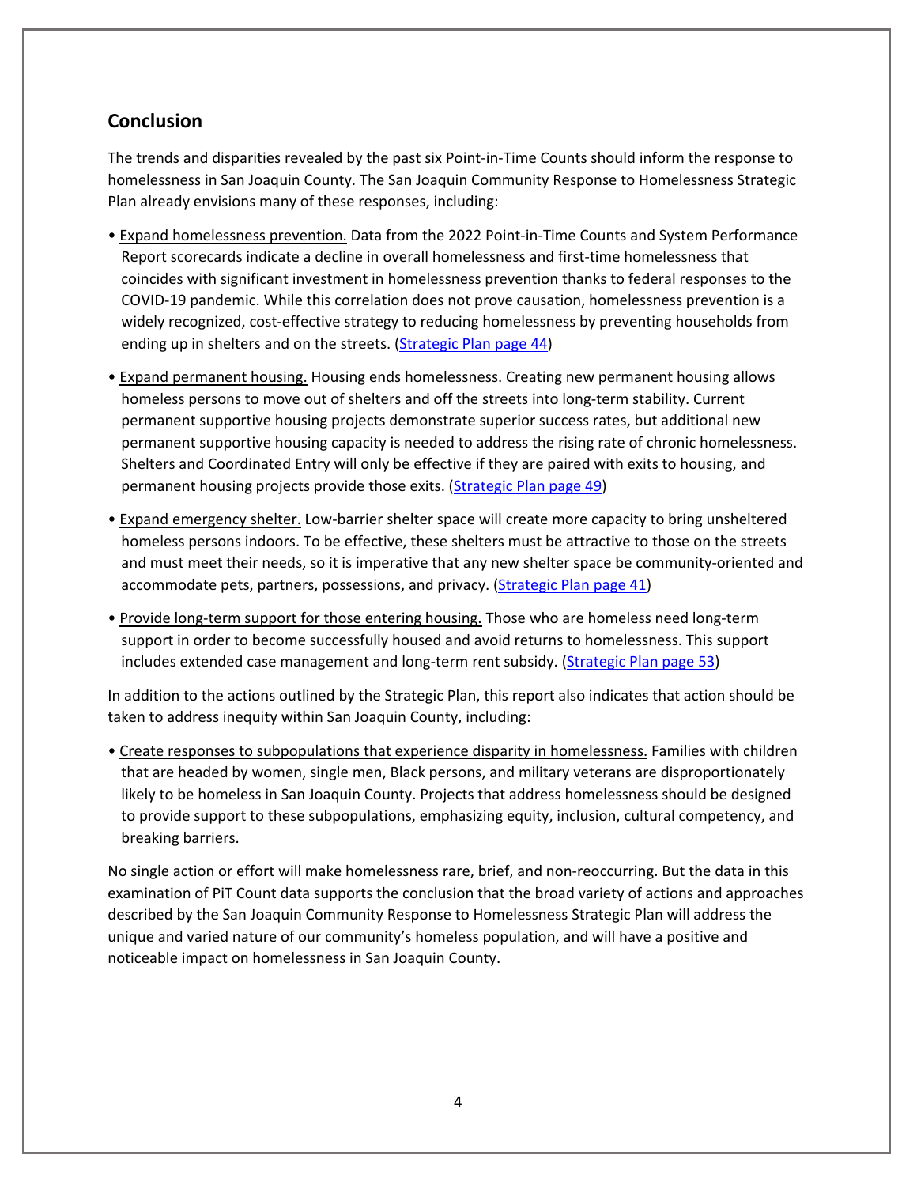## Conclusion

The trends and disparities revealed by the past six Point-in-Time Counts should inform the response to homelessness in San Joaquin County. The San Joaquin Community Response to Homelessness Strategic Plan already envisions many of these responses, including:

- Expand homelessness prevention. Data from the 2022 Point-in-Time Counts and System Performance Report scorecards indicate a decline in overall homelessness and first-time homelessness that coincides with significant investment in homelessness prevention thanks to federal responses to the COVID-19 pandemic. While this correlation does not prove causation, homelessness prevention is a widely recognized, cost-effective strategy to reducing homelessness by preventing households from ending up in shelters and on the streets. (Strategic Plan page 44)

- Expand permanent housing. Housing ends homelessness. Creating new permanent housing allows homeless persons to move out of shelters and off the streets into long-term stability. Current permanent supportive housing projects demonstrate superior success rates, but additional new permanent supportive housing capacity is needed to address the rising rate of chronic homelessness. Shelters and Coordinated Entry will only be effective if they are paired with exits to housing, and permanent housing projects provide those exits. (Strategic Plan page 49)

- Expand emergency shelter. Low-barrier shelter space will create more capacity to bring unsheltered homeless persons indoors. To be effective, these shelters must be attractive to those on the streets and must meet their needs, so it is imperative that any new shelter space be community-oriented and accommodate pets, partners, possessions, and privacy. (Strategic Plan page 41)

- Provide long-term support for those entering housing. Those who are homeless need long-term support in order to become successfully housed and avoid returns to homelessness. This support includes extended case management and long-term rent subsidy. (Strategic Plan page 53)

In addition to the actions outlined by the Strategic Plan, this report also indicates that action should be taken to address inequity within San Joaquin County, including:

- Create responses to subpopulations that experience disparity in homelessness. Families with children that are headed by women, single men, Black persons, and military veterans are disproportionately likely to be homeless in San Joaquin County. Projects that address homelessness should be designed to provide support to these subpopulations, emphasizing equity, inclusion, cultural competency, and breaking barriers.

No single action or effort will make homelessness rare, brief, and non-reoccurring. But the data in this examination of PiT Count data supports the conclusion that the broad variety of actions and approaches described by the San Joaquin Community Response to Homelessness Strategic Plan will address the unique and varied nature of our community's homeless population, and will have a positive and noticeable impact on homelessness in San Joaquin County.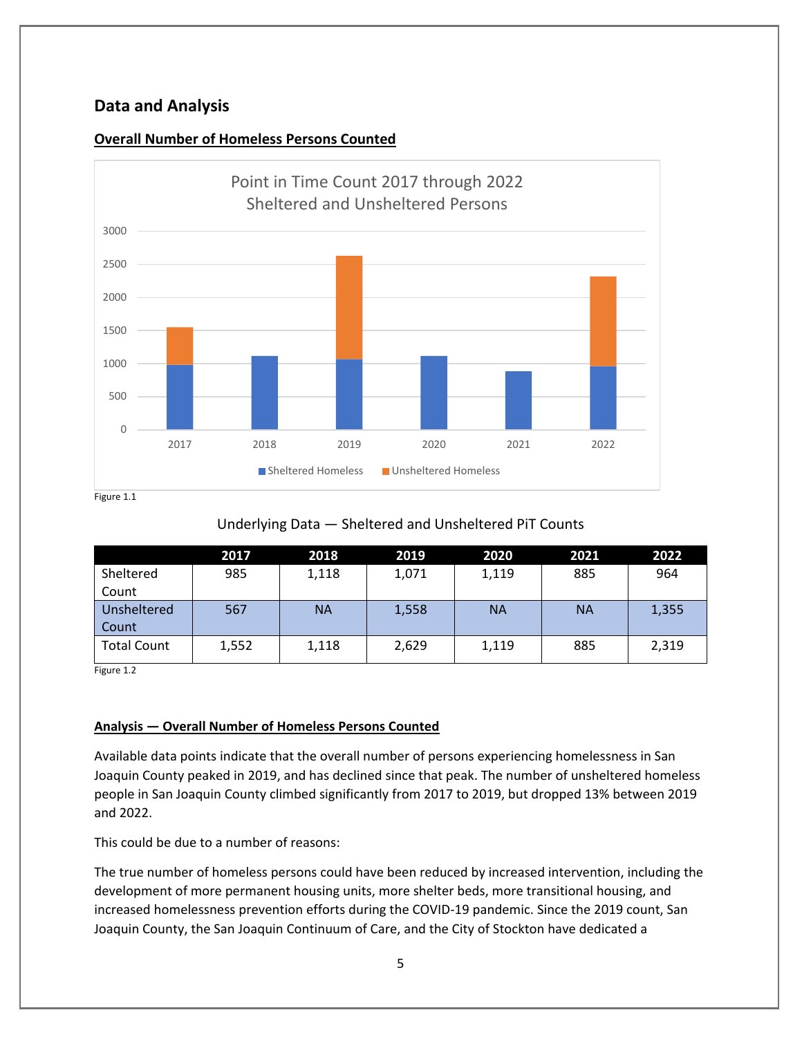## Data and Analysis

### Overall Number of Homeless Persons Counted

Point in Time Count 2017 through 2022
Sheltered and Unsheltered Persons

Figure 1.1

Underlying Data — Sheltered and Unsheltered PiT Counts

| | 2017 | 2018 | 2019 | 2020 | 2021 | 2022 |
|---|---|---|---|---|---|---|
| Sheltered Count | 985 | 1,118 | 1,071 | 1,119 | 885 | 964 |
| Unsheltered Count | 567 | NA | 1,558 | NA | NA | 1,355 |
| Total Count | 1,552 | 1,118 | 2,629 | 1,119 | 885 | 2,319 |

Figure 1.2

### Analysis — Overall Number of Homeless Persons Counted

Available data points indicate that the overall number of persons experiencing homelessness in San Joaquin County peaked in 2019, and has declined since that peak. The number of unsheltered homeless people in San Joaquin County climbed significantly from 2017 to 2019, but dropped 13% between 2019 and 2022.

This could be due to a number of reasons:

The true number of homeless persons could have been reduced by increased intervention, including the development of more permanent housing units, more shelter beds, more transitional housing, and increased homelessness prevention efforts during the COVID-19 pandemic. Since the 2019 count, San Joaquin County, the San Joaquin Continuum of Care, and the City of Stockton have dedicated a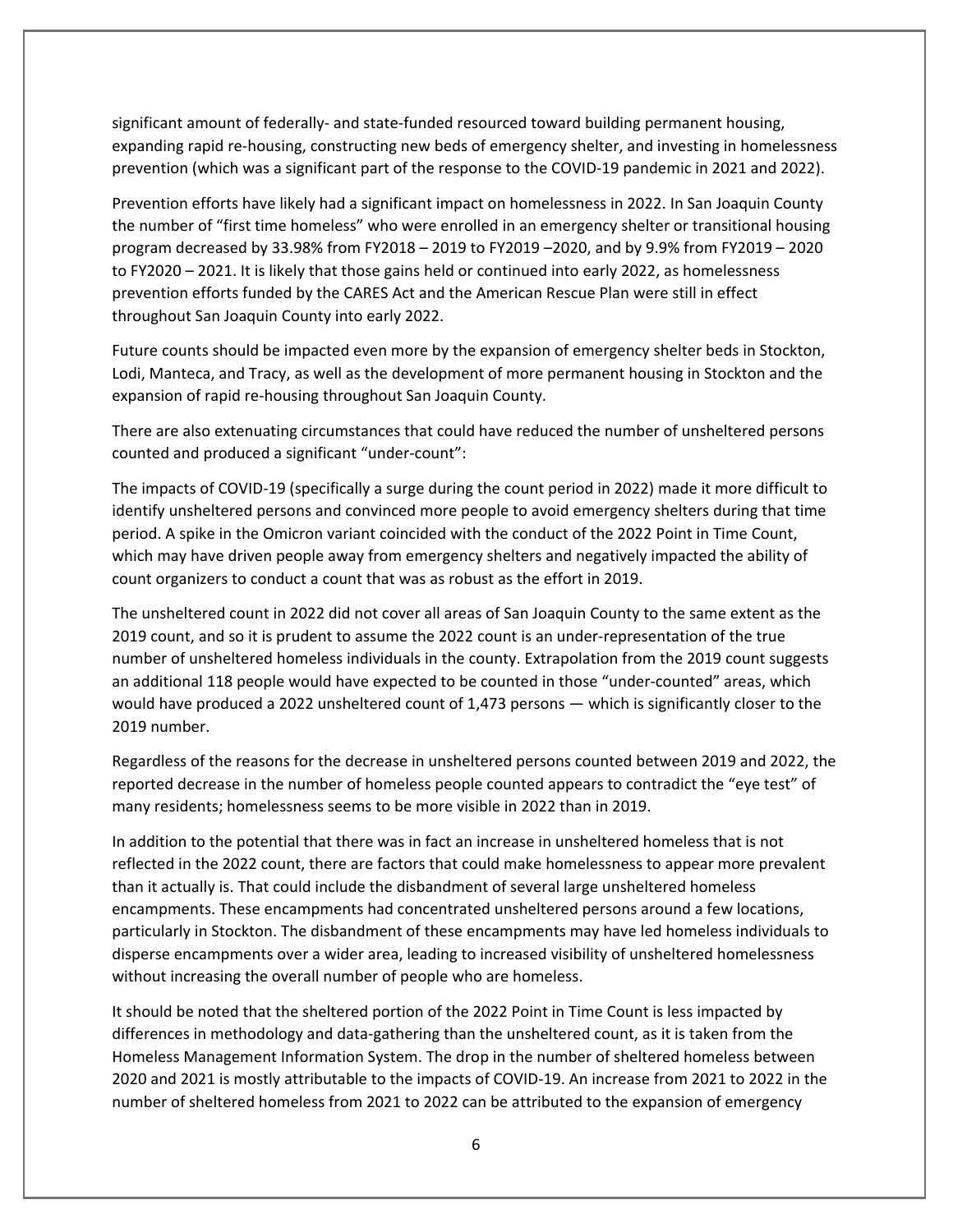significant amount of federally- and state-funded resourced toward building permanent housing, expanding rapid re-housing, constructing new beds of emergency shelter, and investing in homelessness prevention (which was a significant part of the response to the COVID-19 pandemic in 2021 and 2022).

Prevention efforts have likely had a significant impact on homelessness in 2022. In San Joaquin County the number of "first time homeless" who were enrolled in an emergency shelter or transitional housing program decreased by 33.98% from FY2018 – 2019 to FY2019 –2020, and by 9.9% from FY2019 – 2020 to FY2020 – 2021. It is likely that those gains held or continued into early 2022, as homelessness prevention efforts funded by the CARES Act and the American Rescue Plan were still in effect throughout San Joaquin County into early 2022.

Future counts should be impacted even more by the expansion of emergency shelter beds in Stockton, Lodi, Manteca, and Tracy, as well as the development of more permanent housing in Stockton and the expansion of rapid re-housing throughout San Joaquin County.

There are also extenuating circumstances that could have reduced the number of unsheltered persons counted and produced a significant "under-count":

The impacts of COVID-19 (specifically a surge during the count period in 2022) made it more difficult to identify unsheltered persons and convinced more people to avoid emergency shelters during that time period. A spike in the Omicron variant coincided with the conduct of the 2022 Point in Time Count, which may have driven people away from emergency shelters and negatively impacted the ability of count organizers to conduct a count that was as robust as the effort in 2019.

The unsheltered count in 2022 did not cover all areas of San Joaquin County to the same extent as the 2019 count, and so it is prudent to assume the 2022 count is an under-representation of the true number of unsheltered homeless individuals in the county. Extrapolation from the 2019 count suggests an additional 118 people would have expected to be counted in those "under-counted" areas, which would have produced a 2022 unsheltered count of 1,473 persons — which is significantly closer to the 2019 number.

Regardless of the reasons for the decrease in unsheltered persons counted between 2019 and 2022, the reported decrease in the number of homeless people counted appears to contradict the "eye test" of many residents; homelessness seems to be more visible in 2022 than in 2019.

In addition to the potential that there was in fact an increase in unsheltered homeless that is not reflected in the 2022 count, there are factors that could make homelessness to appear more prevalent than it actually is. That could include the disbandment of several large unsheltered homeless encampments. These encampments had concentrated unsheltered persons around a few locations, particularly in Stockton. The disbandment of these encampments may have led homeless individuals to disperse encampments over a wider area, leading to increased visibility of unsheltered homelessness without increasing the overall number of people who are homeless.

It should be noted that the sheltered portion of the 2022 Point in Time Count is less impacted by differences in methodology and data-gathering than the unsheltered count, as it is taken from the Homeless Management Information System. The drop in the number of sheltered homeless between 2020 and 2021 is mostly attributable to the impacts of COVID-19. An increase from 2021 to 2022 in the number of sheltered homeless from 2021 to 2022 can be attributed to the expansion of emergency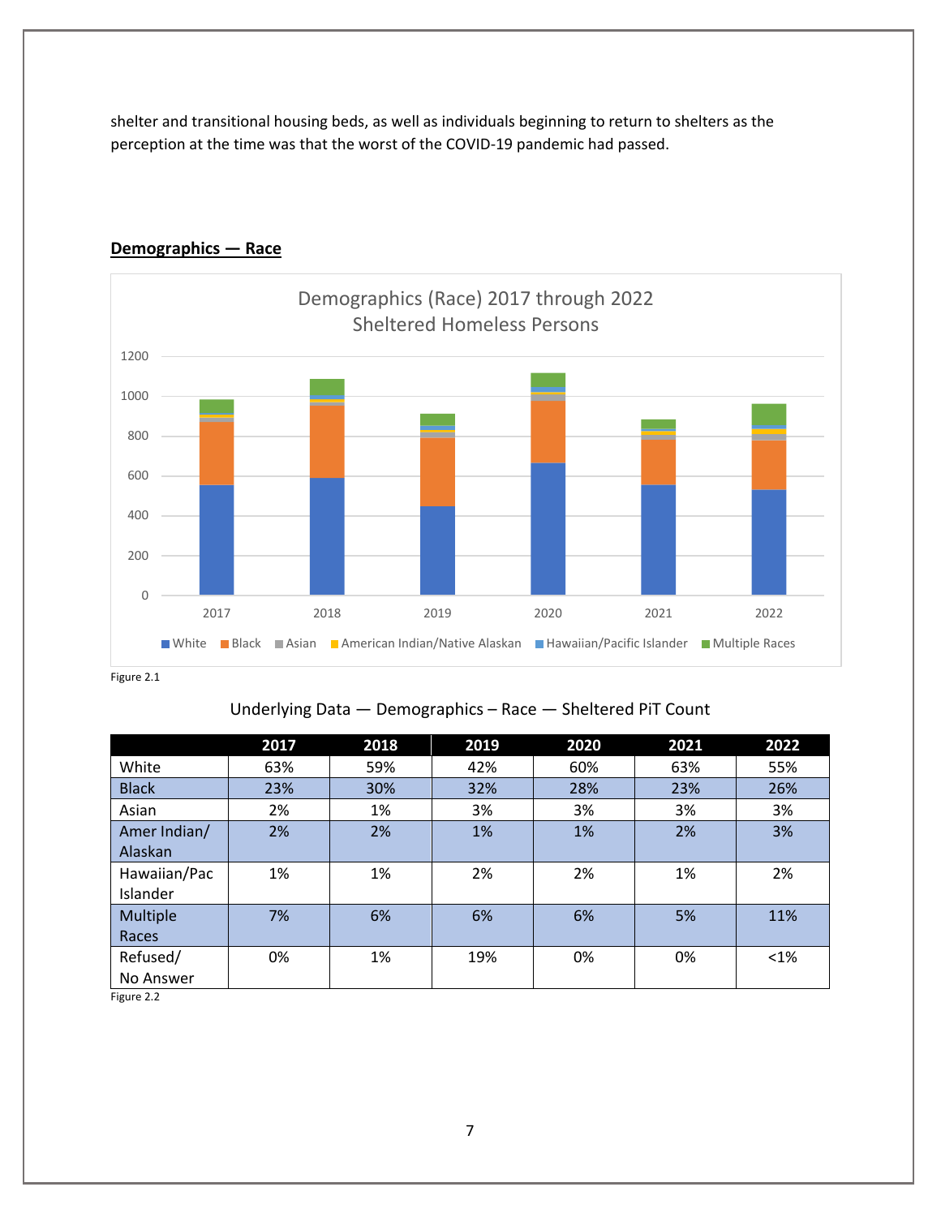shelter and transitional housing beds, as well as individuals beginning to return to shelters as the perception at the time was that the worst of the COVID-19 pandemic had passed.

## **Demographics — Race**

Figure 2.1

Underlying Data — Demographics – Race — Sheltered PiT Count

| | 2017 | 2018 | 2019 | 2020 | 2021 | 2022 |
|---|---|---|---|---|---|---|
| White | 63% | 59% | 42% | 60% | 63% | 55% |
| Black | 23% | 30% | 32% | 28% | 23% | 26% |
| Asian | 2% | 1% | 3% | 3% | 3% | 3% |
| Amer Indian/ Alaskan | 2% | 2% | 1% | 1% | 2% | 3% |
| Hawaiian/Pac Islander | 1% | 1% | 2% | 2% | 1% | 2% |
| Multiple Races | 7% | 6% | 6% | 6% | 5% | 11% |
| Refused/ No Answer | 0% | 1% | 19% | 0% | 0% | <1% |

Figure 2.2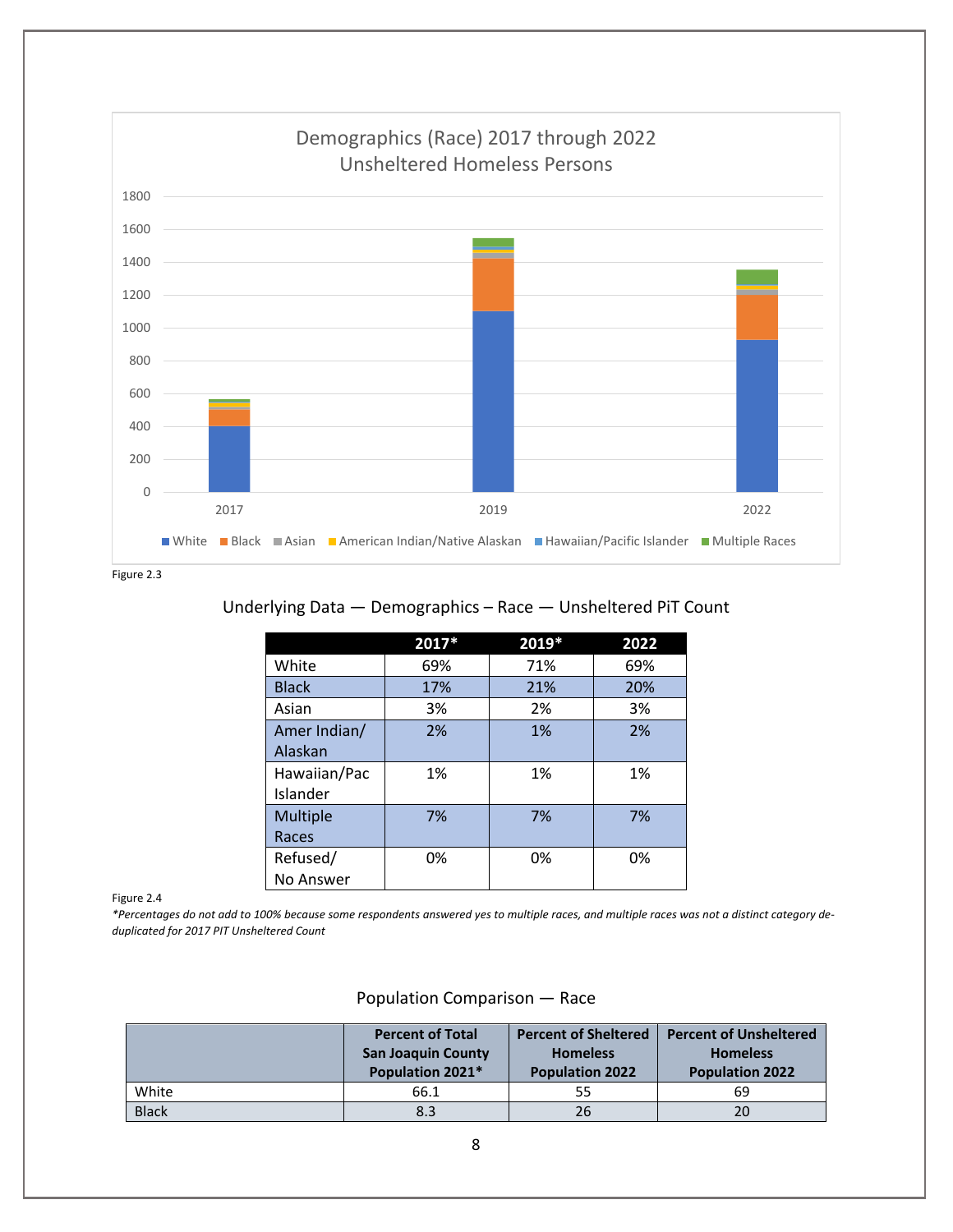Figure 2.3

Underlying Data — Demographics – Race — Unsheltered PiT Count

| | 2017* | 2019* | 2022 |
|---|---|---|---|
| White | 69% | 71% | 69% |
| Black | 17% | 21% | 20% |
| Asian | 3% | 2% | 3% |
| Amer Indian/ Alaskan | 2% | 1% | 2% |
| Hawaiian/Pac Islander | 1% | 1% | 1% |
| Multiple Races | 7% | 7% | 7% |
| Refused/ No Answer | 0% | 0% | 0% |

Figure 2.4

*\*Percentages do not add to 100% because some respondents answered yes to multiple races, and multiple races was not a distinct category de-duplicated for 2017 PIT Unsheltered Count*

Population Comparison — Race

| | Percent of Total San Joaquin County Population 2021* | Percent of Sheltered Homeless Population 2022 | Percent of Unsheltered Homeless Population 2022 |
|---|---|---|---|
| White | 66.1 | 55 | 69 |
| Black | 8.3 | 26 | 20 |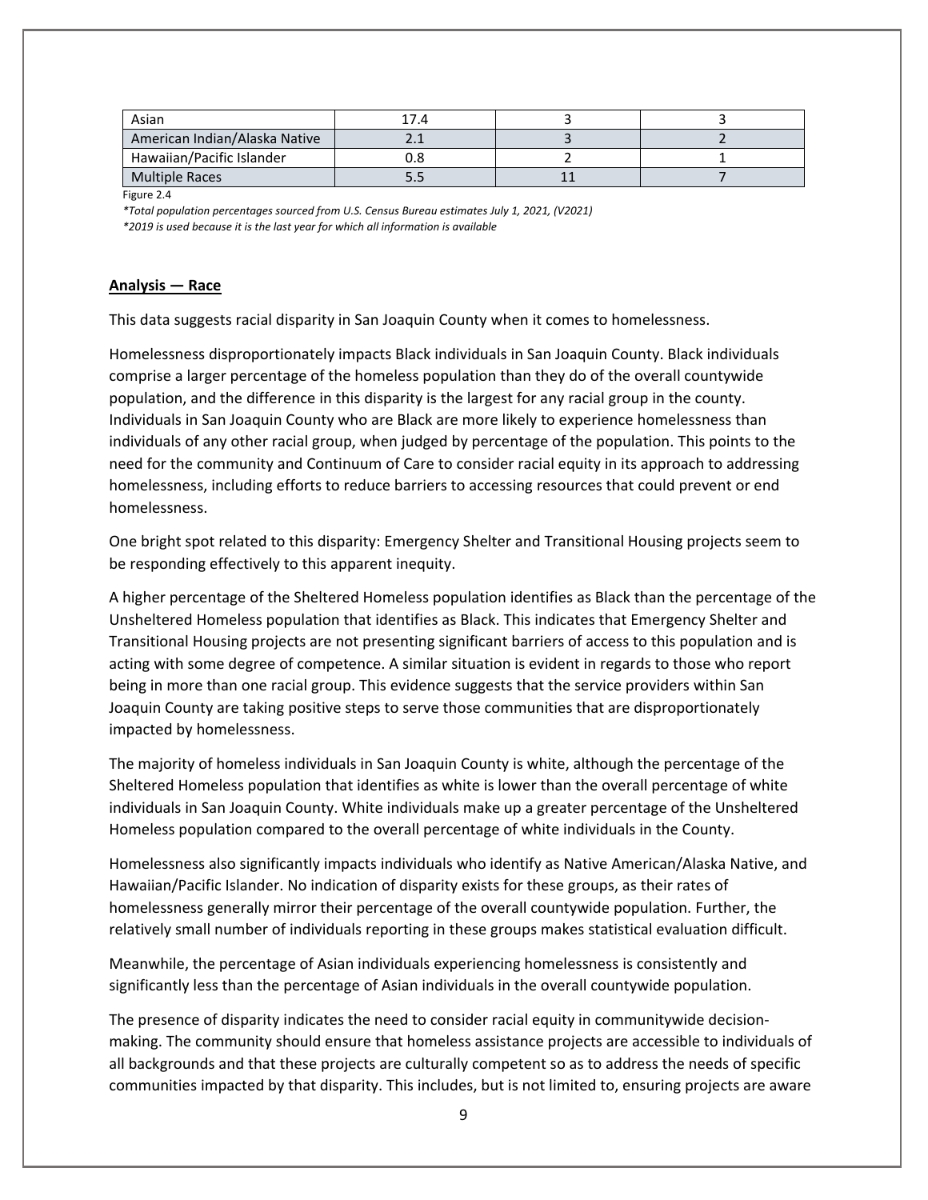| Asian | 17.4 | 3 | 3 |
|---|---|---|---|
| American Indian/Alaska Native | 2.1 | 3 | 2 |
| Hawaiian/Pacific Islander | 0.8 | 2 | 1 |
| Multiple Races | 5.5 | 11 | 7 |

Figure 2.4

*\*Total population percentages sourced from U.S. Census Bureau estimates July 1, 2021, (V2021)*

*\*2019 is used because it is the last year for which all information is available*

**Analysis — Race**

This data suggests racial disparity in San Joaquin County when it comes to homelessness.

Homelessness disproportionately impacts Black individuals in San Joaquin County. Black individuals comprise a larger percentage of the homeless population than they do of the overall countywide population, and the difference in this disparity is the largest for any racial group in the county. Individuals in San Joaquin County who are Black are more likely to experience homelessness than individuals of any other racial group, when judged by percentage of the population. This points to the need for the community and Continuum of Care to consider racial equity in its approach to addressing homelessness, including efforts to reduce barriers to accessing resources that could prevent or end homelessness.

One bright spot related to this disparity: Emergency Shelter and Transitional Housing projects seem to be responding effectively to this apparent inequity.

A higher percentage of the Sheltered Homeless population identifies as Black than the percentage of the Unsheltered Homeless population that identifies as Black. This indicates that Emergency Shelter and Transitional Housing projects are not presenting significant barriers of access to this population and is acting with some degree of competence. A similar situation is evident in regards to those who report being in more than one racial group. This evidence suggests that the service providers within San Joaquin County are taking positive steps to serve those communities that are disproportionately impacted by homelessness.

The majority of homeless individuals in San Joaquin County is white, although the percentage of the Sheltered Homeless population that identifies as white is lower than the overall percentage of white individuals in San Joaquin County. White individuals make up a greater percentage of the Unsheltered Homeless population compared to the overall percentage of white individuals in the County.

Homelessness also significantly impacts individuals who identify as Native American/Alaska Native, and Hawaiian/Pacific Islander. No indication of disparity exists for these groups, as their rates of homelessness generally mirror their percentage of the overall countywide population. Further, the relatively small number of individuals reporting in these groups makes statistical evaluation difficult.

Meanwhile, the percentage of Asian individuals experiencing homelessness is consistently and significantly less than the percentage of Asian individuals in the overall countywide population.

The presence of disparity indicates the need to consider racial equity in communitywide decision-making. The community should ensure that homeless assistance projects are accessible to individuals of all backgrounds and that these projects are culturally competent so as to address the needs of specific communities impacted by that disparity. This includes, but is not limited to, ensuring projects are aware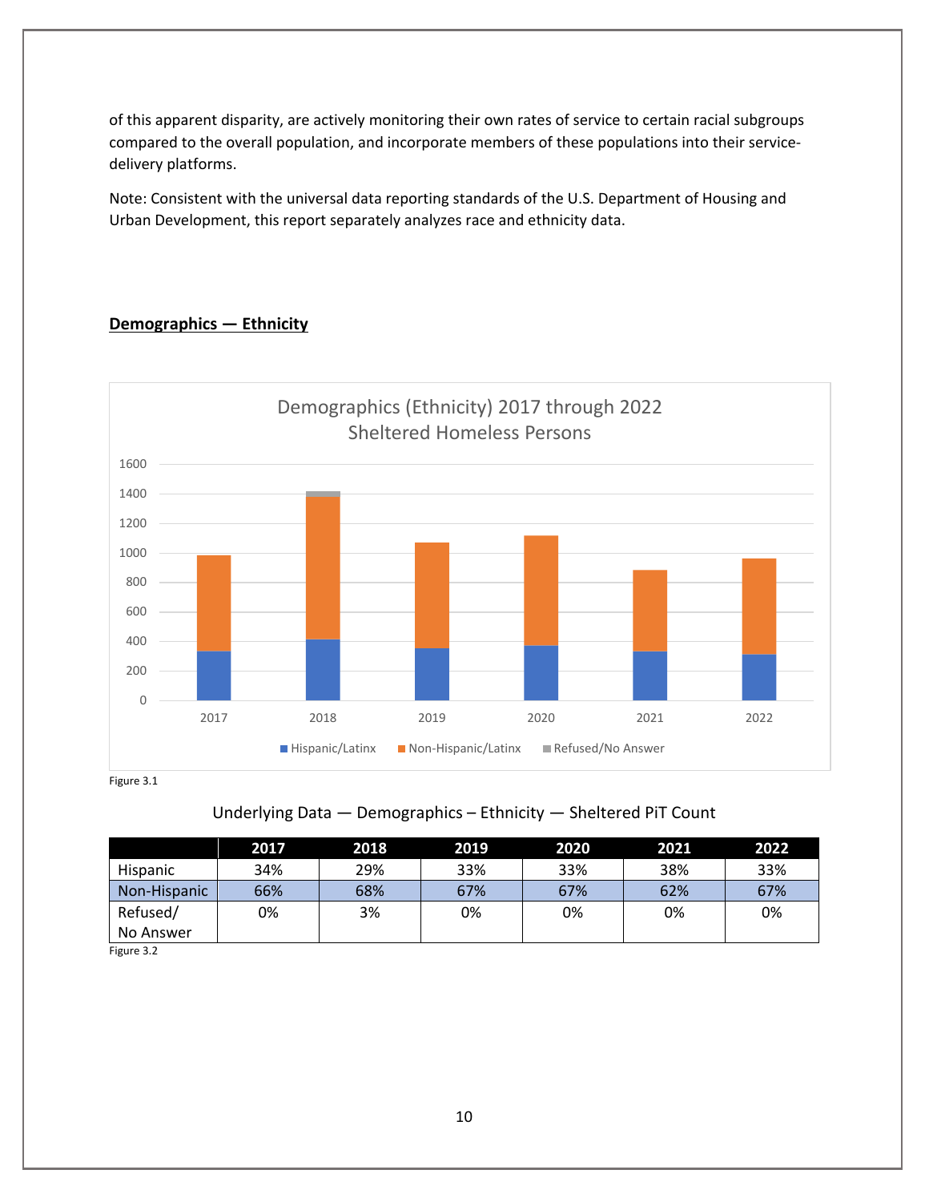of this apparent disparity, are actively monitoring their own rates of service to certain racial subgroups compared to the overall population, and incorporate members of these populations into their service-delivery platforms.

Note: Consistent with the universal data reporting standards of the U.S. Department of Housing and Urban Development, this report separately analyzes race and ethnicity data.

## Demographics — Ethnicity

Figure 3.1

Underlying Data — Demographics – Ethnicity — Sheltered PiT Count

| | 2017 | 2018 | 2019 | 2020 | 2021 | 2022 |
|---|---|---|---|---|---|---|
| Hispanic | 34% | 29% | 33% | 33% | 38% | 33% |
| Non-Hispanic | 66% | 68% | 67% | 67% | 62% | 67% |
| Refused/ No Answer | 0% | 3% | 0% | 0% | 0% | 0% |

Figure 3.2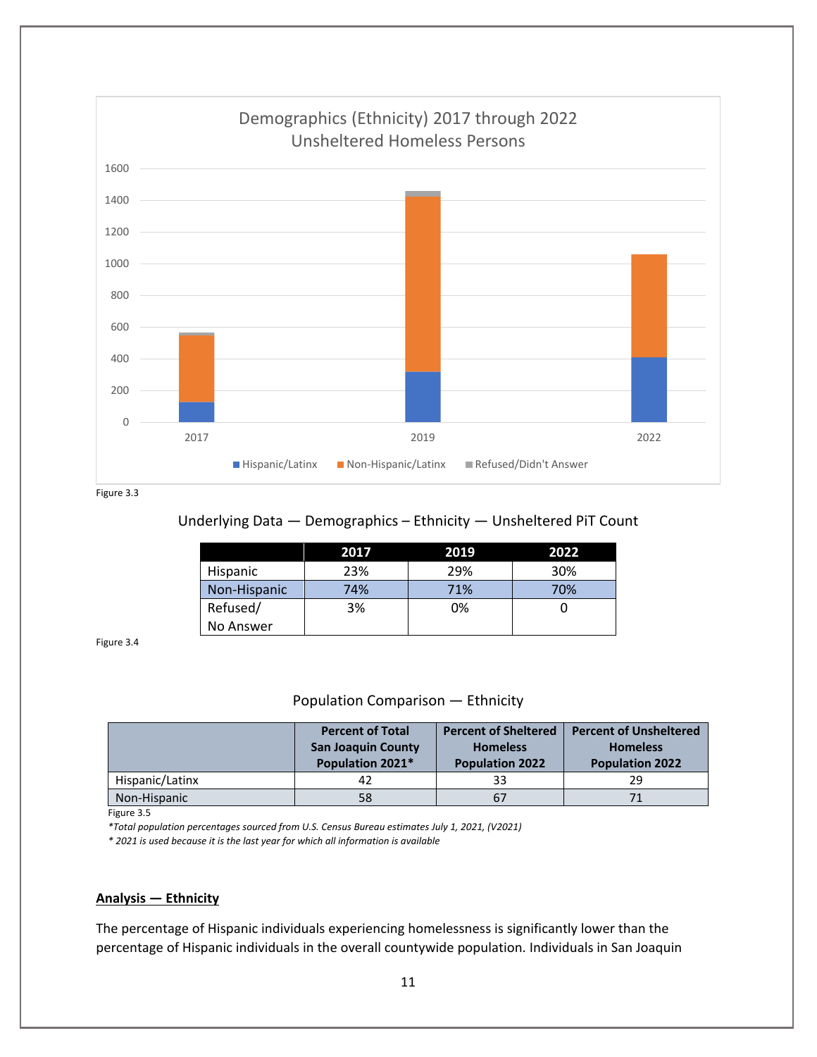Figure 3.3

Underlying Data — Demographics – Ethnicity — Unsheltered PiT Count

| | 2017 | 2019 | 2022 |
|---|---|---|---|
| Hispanic | 23% | 29% | 30% |
| Non-Hispanic | 74% | 71% | 70% |
| Refused/ No Answer | 3% | 0% | 0 |

Figure 3.4

Population Comparison — Ethnicity

| | Percent of Total San Joaquin County Population 2021* | Percent of Sheltered Homeless Population 2022 | Percent of Unsheltered Homeless Population 2022 |
|---|---|---|---|
| Hispanic/Latinx | 42 | 33 | 29 |
| Non-Hispanic | 58 | 67 | 71 |

Figure 3.5

*Total population percentages sourced from U.S. Census Bureau estimates July 1, 2021, (V2021)*

*\* 2021 is used because it is the last year for which all information is available*

**Analysis — Ethnicity**

The percentage of Hispanic individuals experiencing homelessness is significantly lower than the percentage of Hispanic individuals in the overall countywide population. Individuals in San Joaquin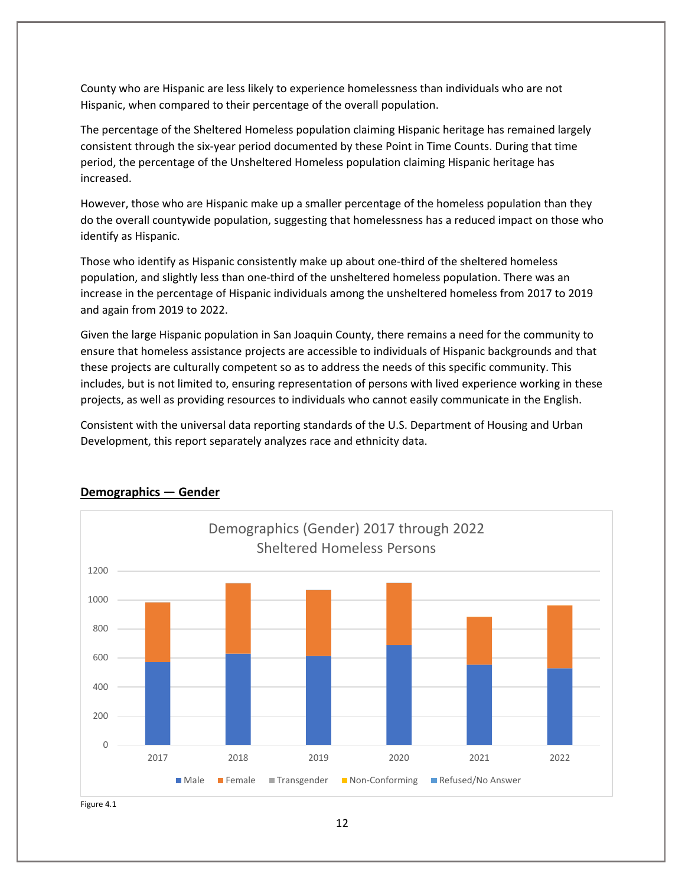County who are Hispanic are less likely to experience homelessness than individuals who are not Hispanic, when compared to their percentage of the overall population.

The percentage of the Sheltered Homeless population claiming Hispanic heritage has remained largely consistent through the six-year period documented by these Point in Time Counts. During that time period, the percentage of the Unsheltered Homeless population claiming Hispanic heritage has increased.

However, those who are Hispanic make up a smaller percentage of the homeless population than they do the overall countywide population, suggesting that homelessness has a reduced impact on those who identify as Hispanic.

Those who identify as Hispanic consistently make up about one-third of the sheltered homeless population, and slightly less than one-third of the unsheltered homeless population. There was an increase in the percentage of Hispanic individuals among the unsheltered homeless from 2017 to 2019 and again from 2019 to 2022.

Given the large Hispanic population in San Joaquin County, there remains a need for the community to ensure that homeless assistance projects are accessible to individuals of Hispanic backgrounds and that these projects are culturally competent so as to address the needs of this specific community. This includes, but is not limited to, ensuring representation of persons with lived experience working in these projects, as well as providing resources to individuals who cannot easily communicate in the English.

Consistent with the universal data reporting standards of the U.S. Department of Housing and Urban Development, this report separately analyzes race and ethnicity data.

## Demographics — Gender

Demographics (Gender) 2017 through 2022
Sheltered Homeless Persons

Male | Female | Transgender | Non-Conforming | Refused/No Answer

Figure 4.1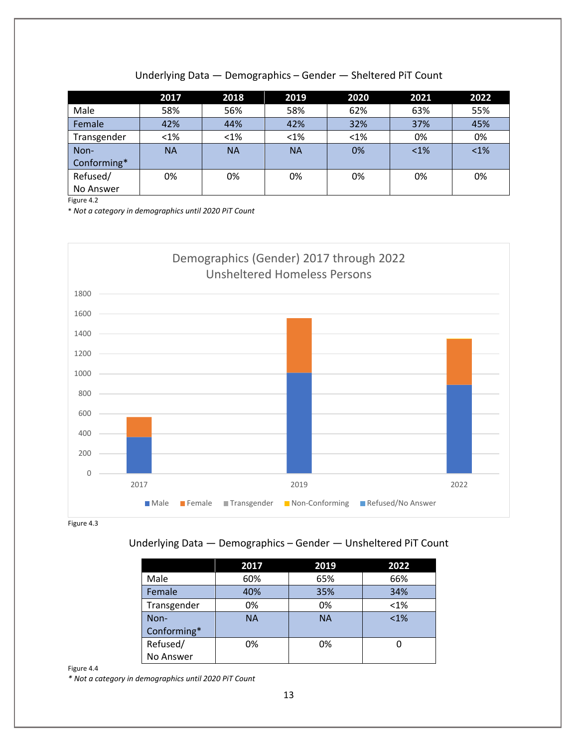Underlying Data — Demographics – Gender — Sheltered PiT Count

| | 2017 | 2018 | 2019 | 2020 | 2021 | 2022 |
|---|---|---|---|---|---|---|
| Male | 58% | 56% | 58% | 62% | 63% | 55% |
| Female | 42% | 44% | 42% | 32% | 37% | 45% |
| Transgender | <1% | <1% | <1% | <1% | 0% | 0% |
| Non-Conforming* | NA | NA | NA | 0% | <1% | <1% |
| Refused/ No Answer | 0% | 0% | 0% | 0% | 0% | 0% |

Figure 4.2

*\* Not a category in demographics until 2020 PiT Count*

Demographics (Gender) 2017 through 2022
Unsheltered Homeless Persons

Figure 4.3

Underlying Data — Demographics – Gender — Unsheltered PiT Count

| | 2017 | 2019 | 2022 |
|---|---|---|---|
| Male | 60% | 65% | 66% |
| Female | 40% | 35% | 34% |
| Transgender | 0% | 0% | <1% |
| Non-Conforming* | NA | NA | <1% |
| Refused/ No Answer | 0% | 0% | 0 |

Figure 4.4

*\* Not a category in demographics until 2020 PiT Count*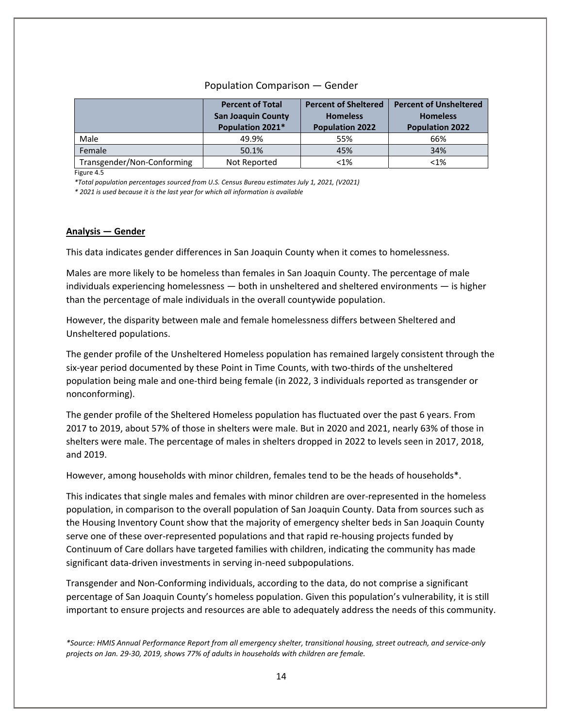Population Comparison — Gender

| | Percent of Total San Joaquin County Population 2021* | Percent of Sheltered Homeless Population 2022 | Percent of Unsheltered Homeless Population 2022 |
|---|---|---|---|
| Male | 49.9% | 55% | 66% |
| Female | 50.1% | 45% | 34% |
| Transgender/Non-Conforming | Not Reported | <1% | <1% |

Figure 4.5

*\*Total population percentages sourced from U.S. Census Bureau estimates July 1, 2021, (V2021)*

*\* 2021 is used because it is the last year for which all information is available*

**Analysis — Gender**

This data indicates gender differences in San Joaquin County when it comes to homelessness.

Males are more likely to be homeless than females in San Joaquin County. The percentage of male individuals experiencing homelessness — both in unsheltered and sheltered environments — is higher than the percentage of male individuals in the overall countywide population.

However, the disparity between male and female homelessness differs between Sheltered and Unsheltered populations.

The gender profile of the Unsheltered Homeless population has remained largely consistent through the six-year period documented by these Point in Time Counts, with two-thirds of the unsheltered population being male and one-third being female (in 2022, 3 individuals reported as transgender or nonconforming).

The gender profile of the Sheltered Homeless population has fluctuated over the past 6 years. From 2017 to 2019, about 57% of those in shelters were male. But in 2020 and 2021, nearly 63% of those in shelters were male. The percentage of males in shelters dropped in 2022 to levels seen in 2017, 2018, and 2019.

However, among households with minor children, females tend to be the heads of households*.

This indicates that single males and females with minor children are over-represented in the homeless population, in comparison to the overall population of San Joaquin County. Data from sources such as the Housing Inventory Count show that the majority of emergency shelter beds in San Joaquin County serve one of these over-represented populations and that rapid re-housing projects funded by Continuum of Care dollars have targeted families with children, indicating the community has made significant data-driven investments in serving in-need subpopulations.

Transgender and Non-Conforming individuals, according to the data, do not comprise a significant percentage of San Joaquin County's homeless population. Given this population's vulnerability, it is still important to ensure projects and resources are able to adequately address the needs of this community.

*\*Source: HMIS Annual Performance Report from all emergency shelter, transitional housing, street outreach, and service-only projects on Jan. 29-30, 2019, shows 77% of adults in households with children are female.*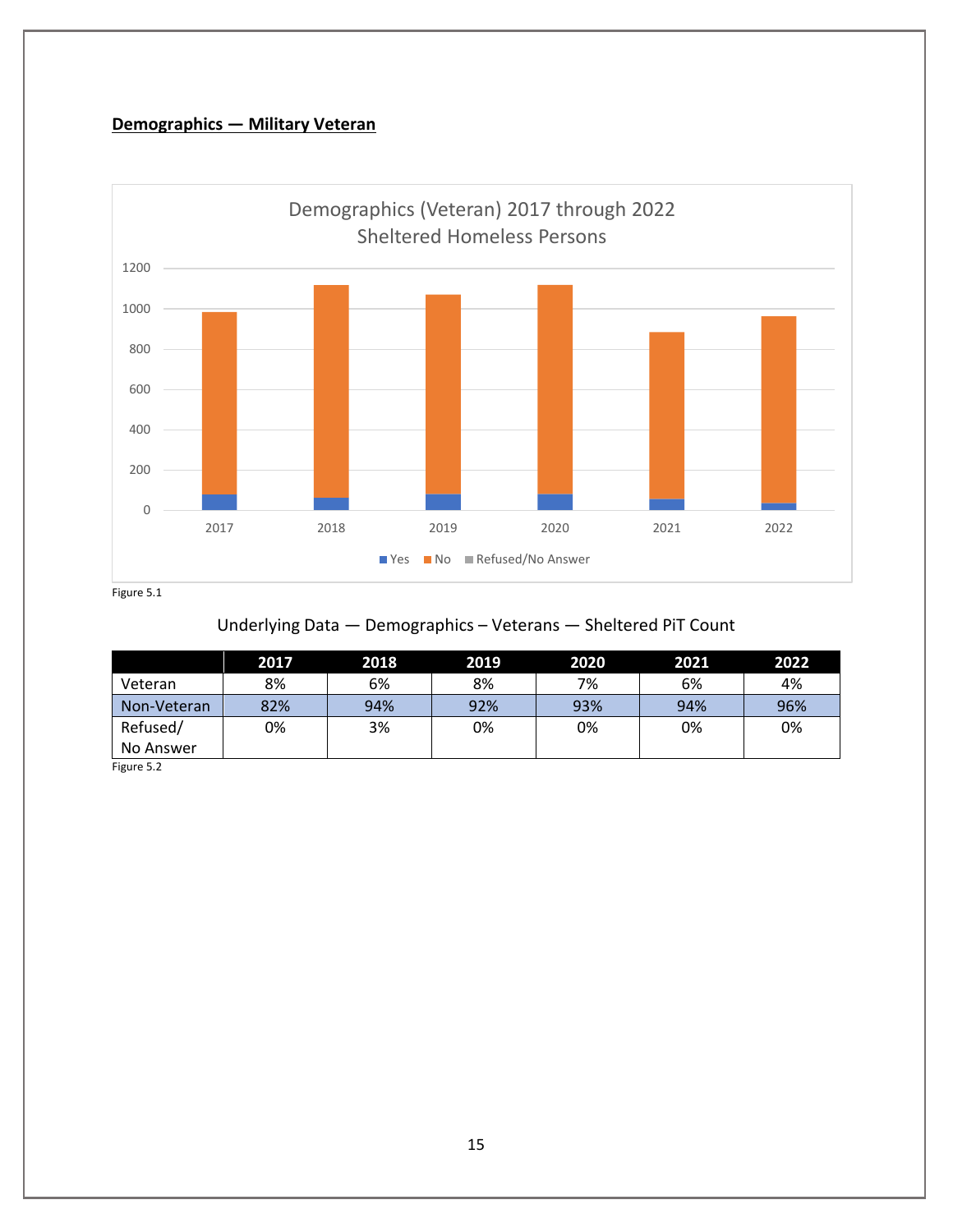**Demographics — Military Veteran**

Figure 5.1

Underlying Data — Demographics – Veterans — Sheltered PiT Count

| | 2017 | 2018 | 2019 | 2020 | 2021 | 2022 |
|---|---|---|---|---|---|---|
| Veteran | 8% | 6% | 8% | 7% | 6% | 4% |
| Non-Veteran | 82% | 94% | 92% | 93% | 94% | 96% |
| Refused/ No Answer | 0% | 3% | 0% | 0% | 0% | 0% |

Figure 5.2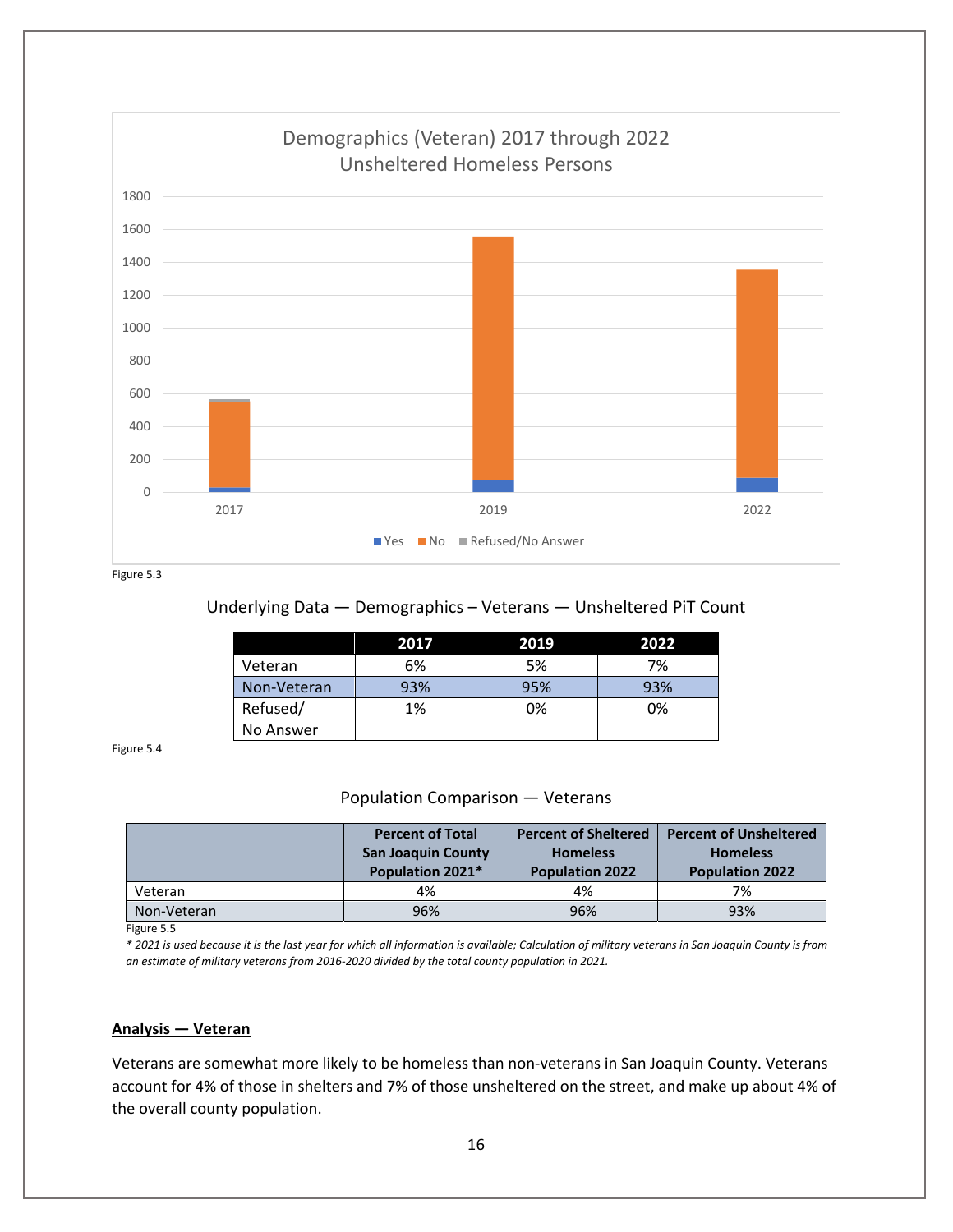Figure 5.3

Underlying Data — Demographics – Veterans — Unsheltered PiT Count

| | 2017 | 2019 | 2022 |
|---|---|---|---|
| Veteran | 6% | 5% | 7% |
| Non-Veteran | 93% | 95% | 93% |
| Refused/ No Answer | 1% | 0% | 0% |

Figure 5.4

Population Comparison — Veterans

| | Percent of Total San Joaquin County Population 2021* | Percent of Sheltered Homeless Population 2022 | Percent of Unsheltered Homeless Population 2022 |
|---|---|---|---|
| Veteran | 4% | 4% | 7% |
| Non-Veteran | 96% | 96% | 93% |

Figure 5.5

*\* 2021 is used because it is the last year for which all information is available; Calculation of military veterans in San Joaquin County is from an estimate of military veterans from 2016-2020 divided by the total county population in 2021.*

**Analysis — Veteran**

Veterans are somewhat more likely to be homeless than non-veterans in San Joaquin County. Veterans account for 4% of those in shelters and 7% of those unsheltered on the street, and make up about 4% of the overall county population.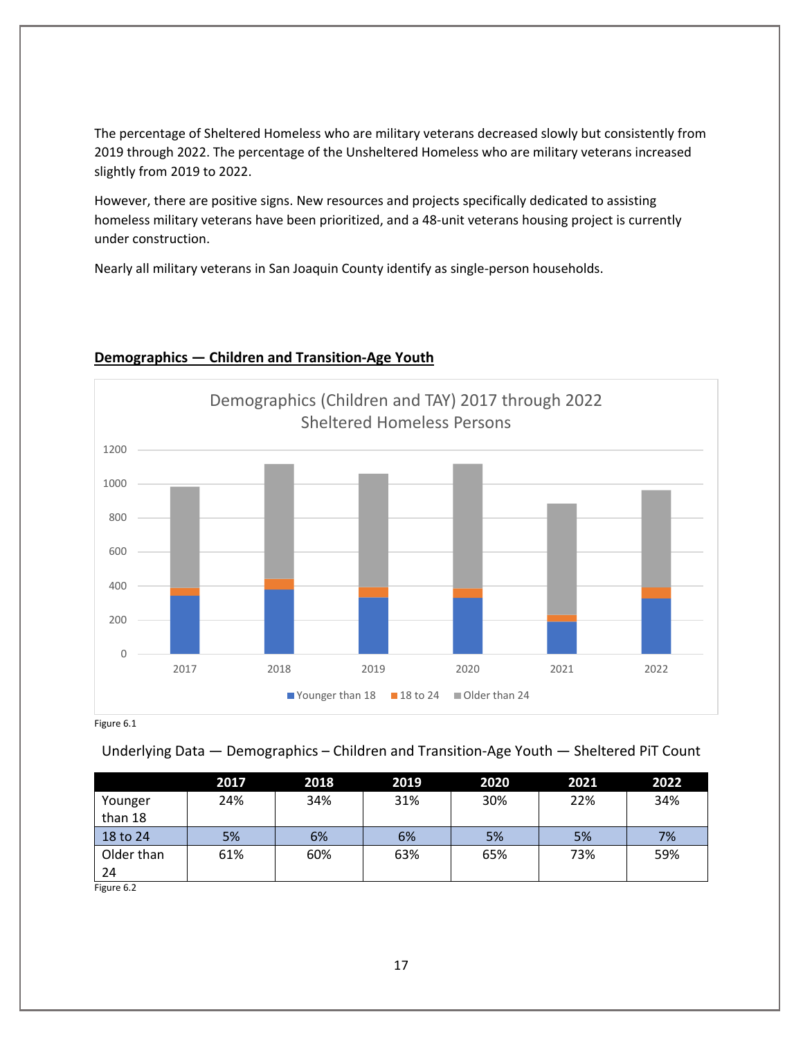The percentage of Sheltered Homeless who are military veterans decreased slowly but consistently from 2019 through 2022. The percentage of the Unsheltered Homeless who are military veterans increased slightly from 2019 to 2022.

However, there are positive signs. New resources and projects specifically dedicated to assisting homeless military veterans have been prioritized, and a 48-unit veterans housing project is currently under construction.

Nearly all military veterans in San Joaquin County identify as single-person households.

## Demographics — Children and Transition-Age Youth

Figure 6.1

Underlying Data — Demographics – Children and Transition-Age Youth — Sheltered PiT Count

| | 2017 | 2018 | 2019 | 2020 | 2021 | 2022 |
|---|---|---|---|---|---|---|
| Younger than 18 | 24% | 34% | 31% | 30% | 22% | 34% |
| 18 to 24 | 5% | 6% | 6% | 5% | 5% | 7% |
| Older than 24 | 61% | 60% | 63% | 65% | 73% | 59% |

Figure 6.2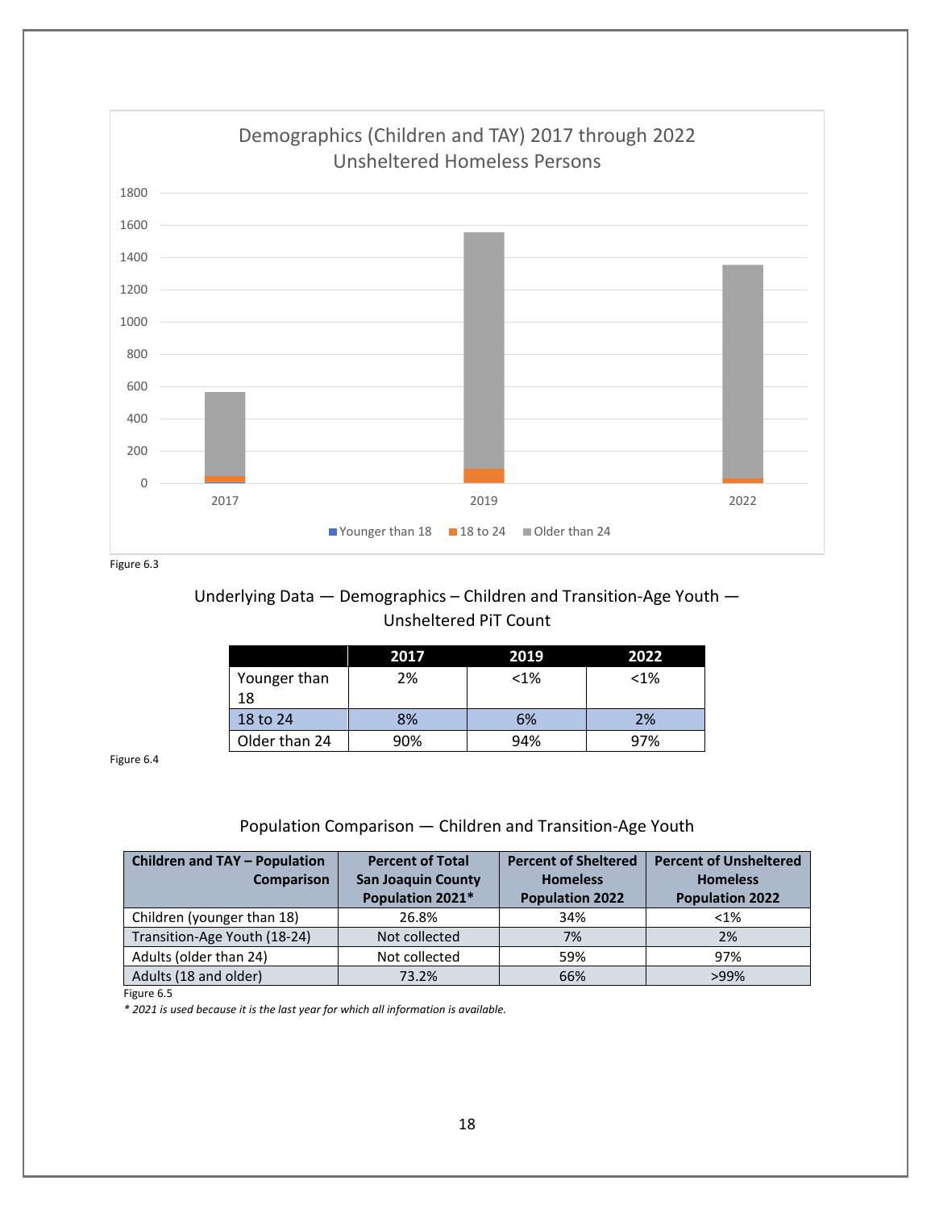Figure 6.3

## Underlying Data — Demographics – Children and Transition-Age Youth — Unsheltered PiT Count

| | 2017 | 2019 | 2022 |
|---|---|---|---|
| Younger than 18 | 2% | <1% | <1% |
| 18 to 24 | 8% | 6% | 2% |
| Older than 24 | 90% | 94% | 97% |

Figure 6.4

## Population Comparison — Children and Transition-Age Youth

| Children and TAY – Population Comparison | Percent of Total San Joaquin County Population 2021* | Percent of Sheltered Homeless Population 2022 | Percent of Unsheltered Homeless Population 2022 |
|---|---|---|---|
| Children (younger than 18) | 26.8% | 34% | <1% |
| Transition-Age Youth (18-24) | Not collected | 7% | 2% |
| Adults (older than 24) | Not collected | 59% | 97% |
| Adults (18 and older) | 73.2% | 66% | >99% |

Figure 6.5

*\* 2021 is used because it is the last year for which all information is available.*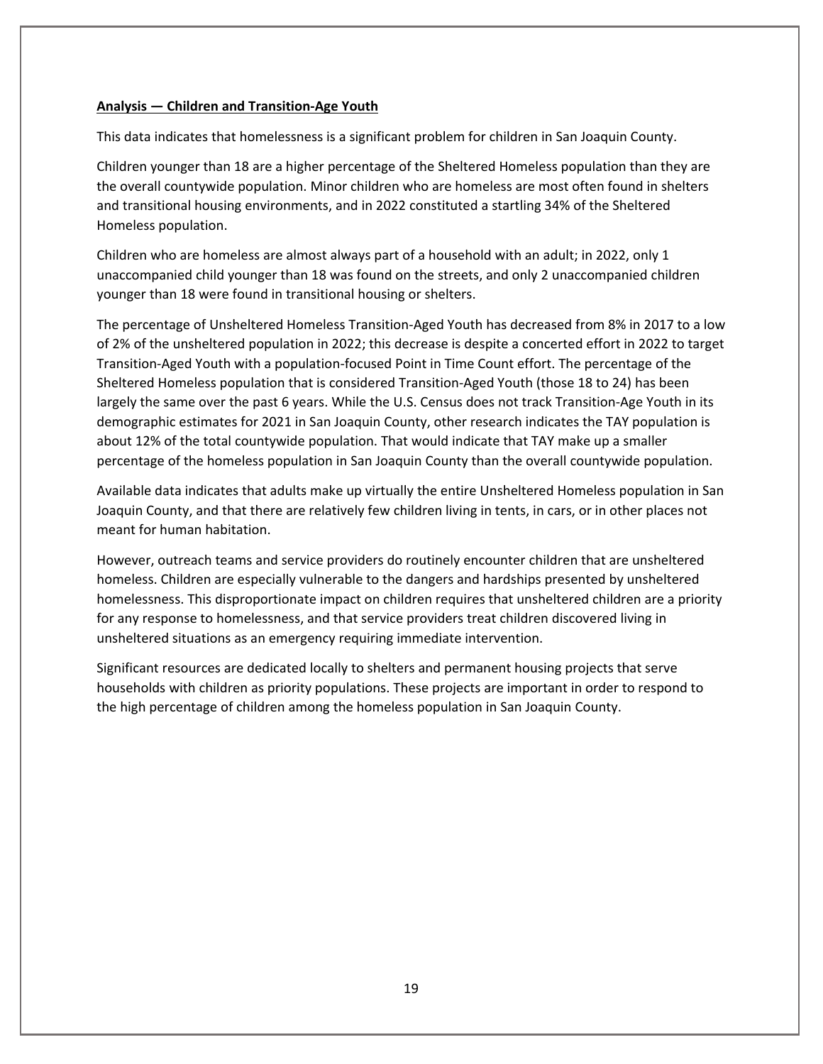**Analysis — Children and Transition-Age Youth**

This data indicates that homelessness is a significant problem for children in San Joaquin County.

Children younger than 18 are a higher percentage of the Sheltered Homeless population than they are the overall countywide population. Minor children who are homeless are most often found in shelters and transitional housing environments, and in 2022 constituted a startling 34% of the Sheltered Homeless population.

Children who are homeless are almost always part of a household with an adult; in 2022, only 1 unaccompanied child younger than 18 was found on the streets, and only 2 unaccompanied children younger than 18 were found in transitional housing or shelters.

The percentage of Unsheltered Homeless Transition-Aged Youth has decreased from 8% in 2017 to a low of 2% of the unsheltered population in 2022; this decrease is despite a concerted effort in 2022 to target Transition-Aged Youth with a population-focused Point in Time Count effort. The percentage of the Sheltered Homeless population that is considered Transition-Aged Youth (those 18 to 24) has been largely the same over the past 6 years. While the U.S. Census does not track Transition-Age Youth in its demographic estimates for 2021 in San Joaquin County, other research indicates the TAY population is about 12% of the total countywide population. That would indicate that TAY make up a smaller percentage of the homeless population in San Joaquin County than the overall countywide population.

Available data indicates that adults make up virtually the entire Unsheltered Homeless population in San Joaquin County, and that there are relatively few children living in tents, in cars, or in other places not meant for human habitation.

However, outreach teams and service providers do routinely encounter children that are unsheltered homeless. Children are especially vulnerable to the dangers and hardships presented by unsheltered homelessness. This disproportionate impact on children requires that unsheltered children are a priority for any response to homelessness, and that service providers treat children discovered living in unsheltered situations as an emergency requiring immediate intervention.

Significant resources are dedicated locally to shelters and permanent housing projects that serve households with children as priority populations. These projects are important in order to respond to the high percentage of children among the homeless population in San Joaquin County.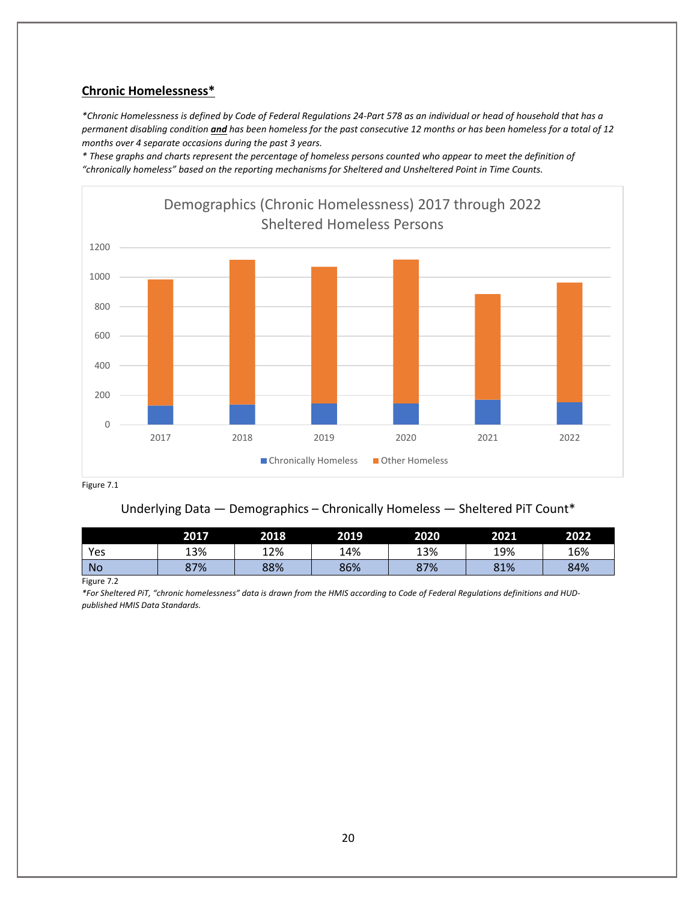## Chronic Homelessness*

*\*Chronic Homelessness is defined by Code of Federal Regulations 24-Part 578 as an individual or head of household that has a permanent disabling condition **and** has been homeless for the past consecutive 12 months or has been homeless for a total of 12 months over 4 separate occasions during the past 3 years.*

*\* These graphs and charts represent the percentage of homeless persons counted who appear to meet the definition of "chronically homeless" based on the reporting mechanisms for Sheltered and Unsheltered Point in Time Counts.*

Demographics (Chronic Homelessness) 2017 through 2022
Sheltered Homeless Persons

Figure 7.1

Underlying Data — Demographics – Chronically Homeless — Sheltered PiT Count*

| | 2017 | 2018 | 2019 | 2020 | 2021 | 2022 |
|---|---|---|---|---|---|---|
| Yes | 13% | 12% | 14% | 13% | 19% | 16% |
| No | 87% | 88% | 86% | 87% | 81% | 84% |

Figure 7.2

*\*For Sheltered PiT, "chronic homelessness" data is drawn from the HMIS according to Code of Federal Regulations definitions and HUD-published HMIS Data Standards.*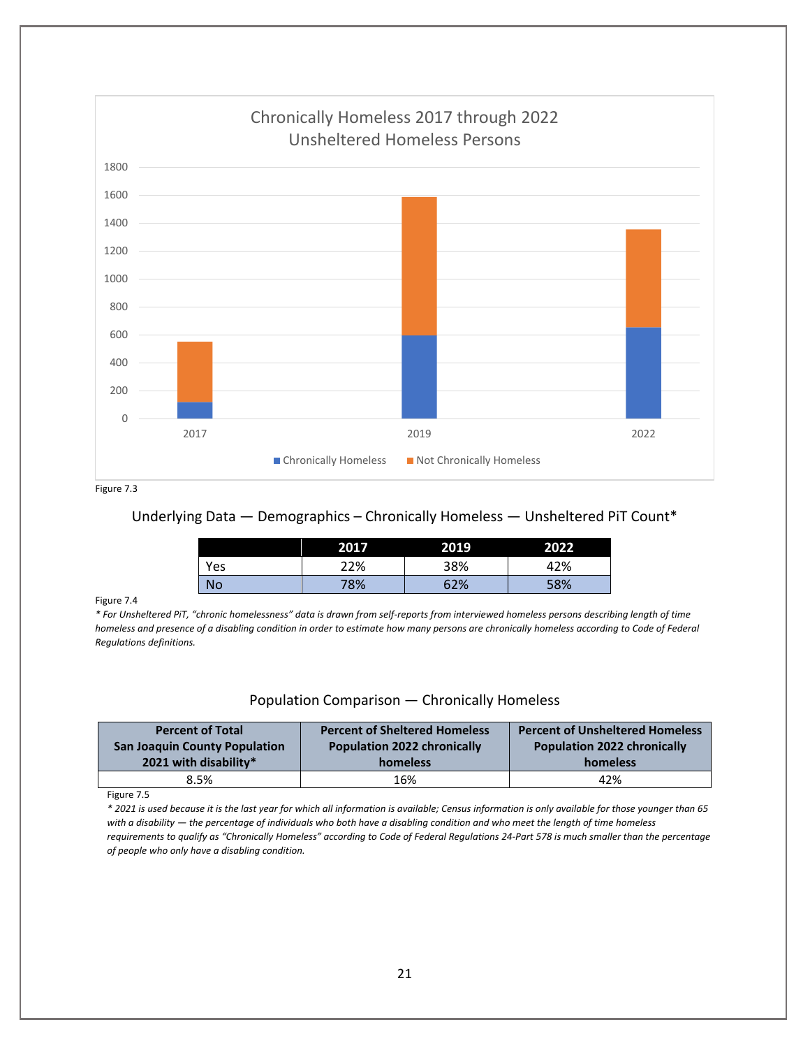Chronically Homeless 2017 through 2022
Unsheltered Homeless Persons

Figure 7.3

Underlying Data — Demographics – Chronically Homeless — Unsheltered PiT Count*

| | 2017 | 2019 | 2022 |
|---|---|---|---|
| Yes | 22% | 38% | 42% |
| No | 78% | 62% | 58% |

Figure 7.4

*\* For Unsheltered PiT, "chronic homelessness" data is drawn from self-reports from interviewed homeless persons describing length of time homeless and presence of a disabling condition in order to estimate how many persons are chronically homeless according to Code of Federal Regulations definitions.*

Population Comparison — Chronically Homeless

| Percent of Total San Joaquin County Population 2021 with disability* | Percent of Sheltered Homeless Population 2022 chronically homeless | Percent of Unsheltered Homeless Population 2022 chronically homeless |
|---|---|---|
| 8.5% | 16% | 42% |

Figure 7.5

*\* 2021 is used because it is the last year for which all information is available; Census information is only available for those younger than 65 with a disability — the percentage of individuals who both have a disabling condition and who meet the length of time homeless requirements to qualify as "Chronically Homeless" according to Code of Federal Regulations 24-Part 578 is much smaller than the percentage of people who only have a disabling condition.*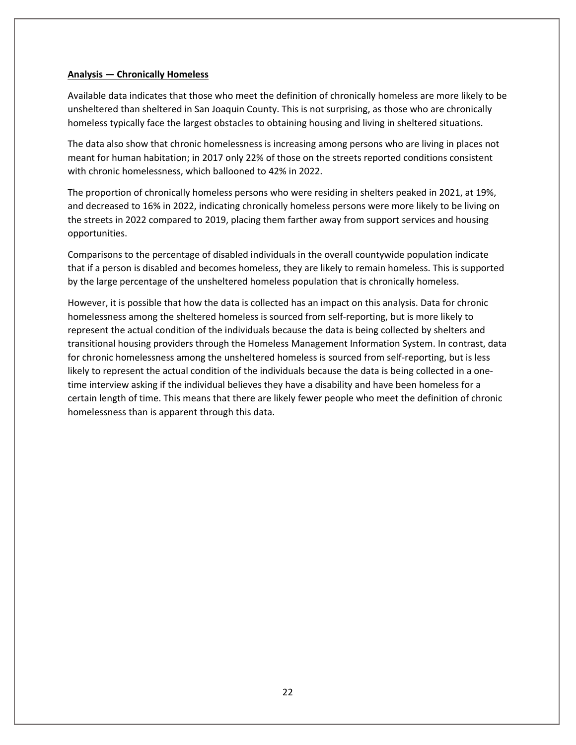**Analysis — Chronically Homeless**

Available data indicates that those who meet the definition of chronically homeless are more likely to be unsheltered than sheltered in San Joaquin County. This is not surprising, as those who are chronically homeless typically face the largest obstacles to obtaining housing and living in sheltered situations.

The data also show that chronic homelessness is increasing among persons who are living in places not meant for human habitation; in 2017 only 22% of those on the streets reported conditions consistent with chronic homelessness, which ballooned to 42% in 2022.

The proportion of chronically homeless persons who were residing in shelters peaked in 2021, at 19%, and decreased to 16% in 2022, indicating chronically homeless persons were more likely to be living on the streets in 2022 compared to 2019, placing them farther away from support services and housing opportunities.

Comparisons to the percentage of disabled individuals in the overall countywide population indicate that if a person is disabled and becomes homeless, they are likely to remain homeless. This is supported by the large percentage of the unsheltered homeless population that is chronically homeless.

However, it is possible that how the data is collected has an impact on this analysis. Data for chronic homelessness among the sheltered homeless is sourced from self-reporting, but is more likely to represent the actual condition of the individuals because the data is being collected by shelters and transitional housing providers through the Homeless Management Information System. In contrast, data for chronic homelessness among the unsheltered homeless is sourced from self-reporting, but is less likely to represent the actual condition of the individuals because the data is being collected in a one-time interview asking if the individual believes they have a disability and have been homeless for a certain length of time. This means that there are likely fewer people who meet the definition of chronic homelessness than is apparent through this data.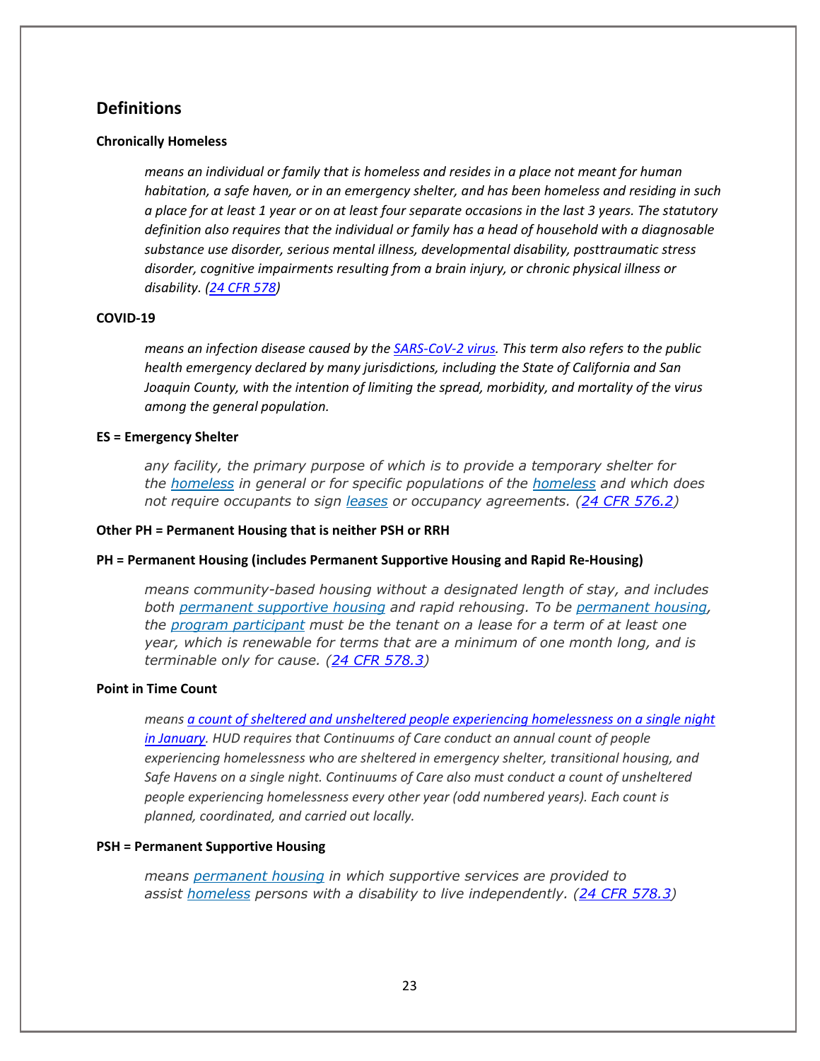## Definitions

**Chronically Homeless**

> *means an individual or family that is homeless and resides in a place not meant for human habitation, a safe haven, or in an emergency shelter, and has been homeless and residing in such a place for at least 1 year or on at least four separate occasions in the last 3 years. The statutory definition also requires that the individual or family has a head of household with a diagnosable substance use disorder, serious mental illness, developmental disability, posttraumatic stress disorder, cognitive impairments resulting from a brain injury, or chronic physical illness or disability. (24 CFR 578)*

**COVID-19**

> *means an infection disease caused by the SARS-CoV-2 virus. This term also refers to the public health emergency declared by many jurisdictions, including the State of California and San Joaquin County, with the intention of limiting the spread, morbidity, and mortality of the virus among the general population.*

**ES = Emergency Shelter**

> *any facility, the primary purpose of which is to provide a temporary shelter for the homeless in general or for specific populations of the homeless and which does not require occupants to sign leases or occupancy agreements. (24 CFR 576.2)*

**Other PH = Permanent Housing that is neither PSH or RRH**

**PH = Permanent Housing (includes Permanent Supportive Housing and Rapid Re-Housing)**

> *means community-based housing without a designated length of stay, and includes both permanent supportive housing and rapid rehousing. To be permanent housing, the program participant must be the tenant on a lease for a term of at least one year, which is renewable for terms that are a minimum of one month long, and is terminable only for cause. (24 CFR 578.3)*

**Point in Time Count**

> *means a count of sheltered and unsheltered people experiencing homelessness on a single night in January. HUD requires that Continuums of Care conduct an annual count of people experiencing homelessness who are sheltered in emergency shelter, transitional housing, and Safe Havens on a single night. Continuums of Care also must conduct a count of unsheltered people experiencing homelessness every other year (odd numbered years). Each count is planned, coordinated, and carried out locally.*

**PSH = Permanent Supportive Housing**

> *means permanent housing in which supportive services are provided to assist homeless persons with a disability to live independently. (24 CFR 578.3)*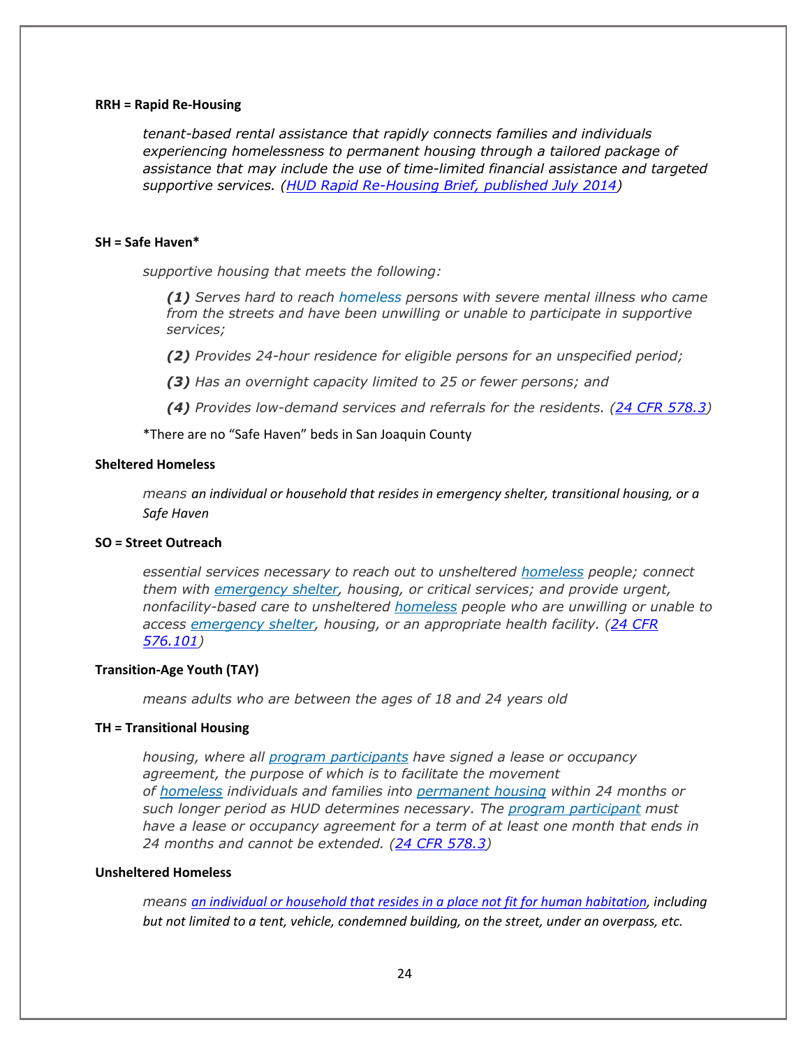**RRH = Rapid Re-Housing**

> *tenant-based rental assistance that rapidly connects families and individuals experiencing homelessness to permanent housing through a tailored package of assistance that may include the use of time-limited financial assistance and targeted supportive services. (HUD Rapid Re-Housing Brief, published July 2014)*

**SH = Safe Haven***

> *supportive housing that meets the following:*
>
> ***(1)** Serves hard to reach homeless persons with severe mental illness who came from the streets and have been unwilling or unable to participate in supportive services;*
>
> ***(2)** Provides 24-hour residence for eligible persons for an unspecified period;*
>
> ***(3)** Has an overnight capacity limited to 25 or fewer persons; and*
>
> ***(4)** Provides low-demand services and referrals for the residents. (24 CFR 578.3)*
>
> *There are no "Safe Haven" beds in San Joaquin County

**Sheltered Homeless**

> *means an individual or household that resides in emergency shelter, transitional housing, or a Safe Haven*

**SO = Street Outreach**

> *essential services necessary to reach out to unsheltered homeless people; connect them with emergency shelter, housing, or critical services; and provide urgent, nonfacility-based care to unsheltered homeless people who are unwilling or unable to access emergency shelter, housing, or an appropriate health facility. (24 CFR 576.101)*

**Transition-Age Youth (TAY)**

> *means adults who are between the ages of 18 and 24 years old*

**TH = Transitional Housing**

> *housing, where all program participants have signed a lease or occupancy agreement, the purpose of which is to facilitate the movement of homeless individuals and families into permanent housing within 24 months or such longer period as HUD determines necessary. The program participant must have a lease or occupancy agreement for a term of at least one month that ends in 24 months and cannot be extended. (24 CFR 578.3)*

**Unsheltered Homeless**

> *means an individual or household that resides in a place not fit for human habitation, including but not limited to a tent, vehicle, condemned building, on the street, under an overpass, etc.*